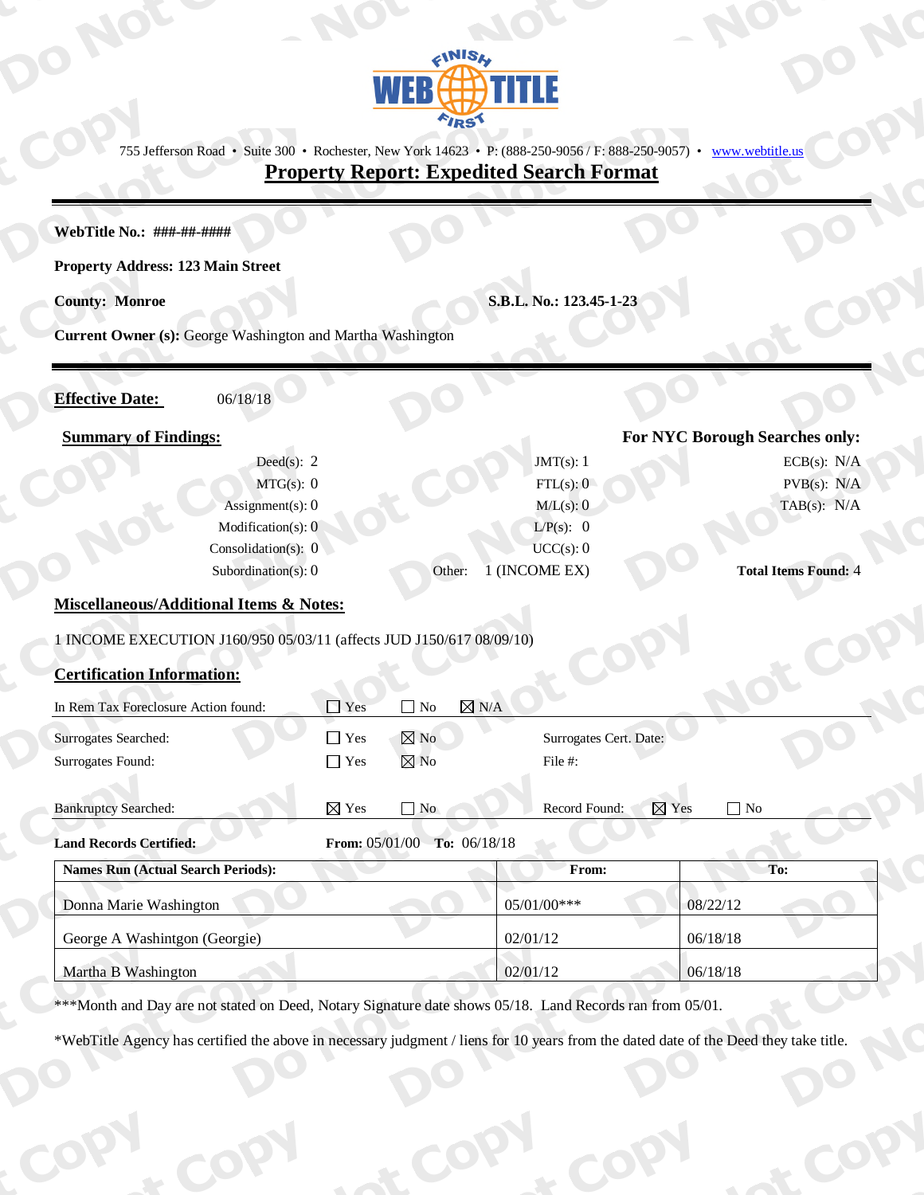WEB TITLE

755 Jefferson Road • Suite 300 • Rochester, New York 14623 • P: (888-250-9056 / F: 888-250-9057) • www.webtitle.us

# Property Report: Expedited Search Format

**WebTitle No.: ###-##-####**

**Property Address: 123 Main Street**

**County: Monroe** **S.B.L. No.: 123.45-1-23**

**Current Owner (s):** George Washington and Martha Washington

**Effective Date:** 06/18/18

## Summary of Findings:

| | | | | For NYC Borough Searches only: | |
|---|---|---|---|---|---|
| Deed(s): | 2 | JMT(s): | 1 | ECB(s): | N/A |
| MTG(s): | 0 | FTL(s): | 0 | PVB(s): | N/A |
| Assignment(s): | 0 | M/L(s): | 0 | TAB(s): | N/A |
| Modification(s): | 0 | L/P(s): | 0 | | |
| Consolidation(s): | 0 | UCC(s): | 0 | | |
| Subordination(s): | 0 | Other: | 1 (INCOME EX) | **Total Items Found:** | 4 |

## Miscellaneous/Additional Items & Notes:

1 INCOME EXECUTION J160/950 05/03/11 (affects JUD J150/617 08/09/10)

## Certification Information:

In Rem Tax Foreclosure Action found: ☐ Yes ☐ No ☒ N/A

Surrogates Searched: ☐ Yes ☒ No Surrogates Cert. Date:

Surrogates Found: ☐ Yes ☒ No File #:

Bankruptcy Searched: ☒ Yes ☐ No Record Found: ☒ Yes ☐ No

**Land Records Certified:** **From:** 05/01/00 **To:** 06/18/18

| Names Run (Actual Search Periods): | From: | To: |
|---|---|---|
| Donna Marie Washington | 05/01/00*** | 08/22/12 |
| George A Washintgon (Georgie) | 02/01/12 | 06/18/18 |
| Martha B Washington | 02/01/12 | 06/18/18 |

***Month and Day are not stated on Deed, Notary Signature date shows 05/18. Land Records ran from 05/01.

*WebTitle Agency has certified the above in necessary judgment / liens for 10 years from the dated date of the Deed they take title.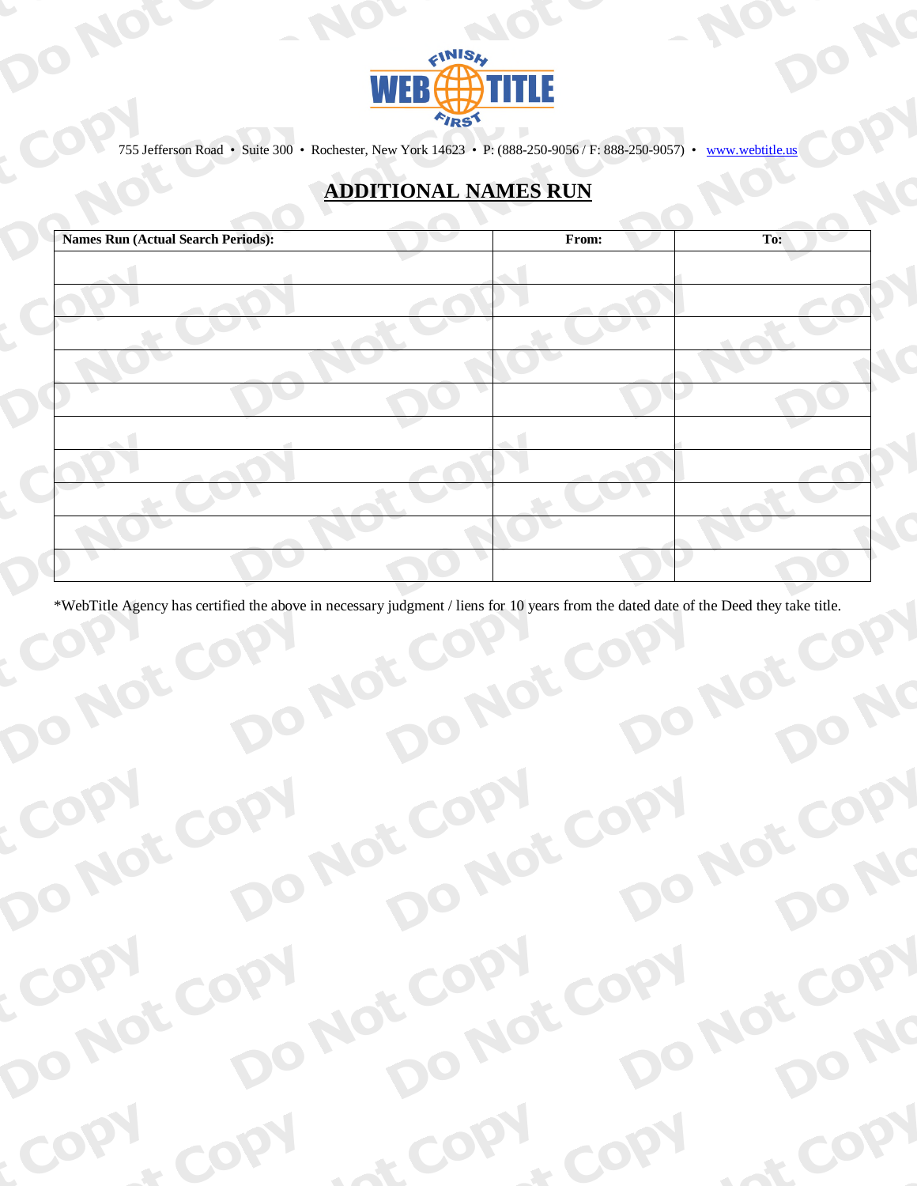755 Jefferson Road • Suite 300 • Rochester, New York 14623 • P: (888-250-9056 / F: 888-250-9057) • www.webtitle.us

# ADDITIONAL NAMES RUN

| Names Run (Actual Search Periods): | From: | To: |
|---|---|---|
| | | |
| | | |
| | | |
| | | |
| | | |
| | | |
| | | |
| | | |
| | | |
| | | |

*WebTitle Agency has certified the above in necessary judgment / liens for 10 years from the dated date of the Deed they take title.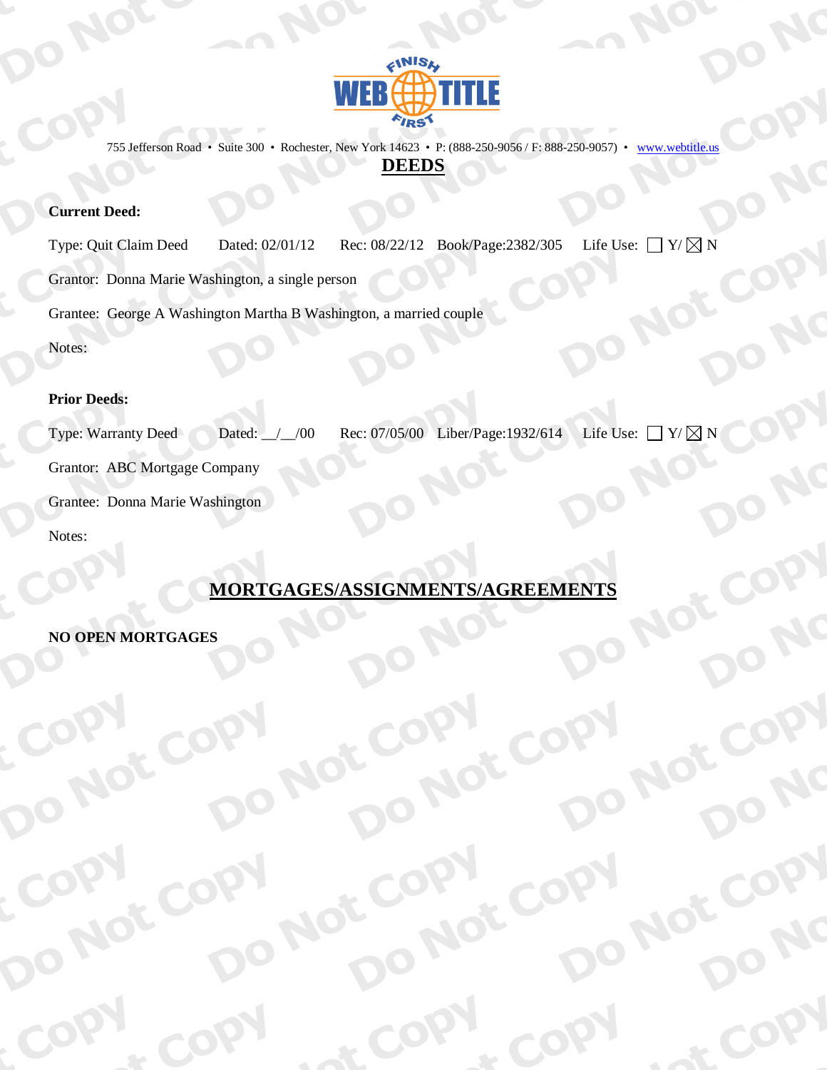755 Jefferson Road • Suite 300 • Rochester, New York 14623 • P: (888-250-9056 / F: 888-250-9057) • www.webtitle.us

# DEEDS

**Current Deed:**

Type: Quit Claim Deed Dated: 02/01/12 Rec: 08/22/12 Book/Page:2382/305 Life Use: ☐ Y/ ☒ N

Grantor: Donna Marie Washington, a single person

Grantee: George A Washington Martha B Washington, a married couple

Notes:

**Prior Deeds:**

Type: Warranty Deed Dated: __/__/00 Rec: 07/05/00 Liber/Page:1932/614 Life Use: ☐ Y/ ☒ N

Grantor: ABC Mortgage Company

Grantee: Donna Marie Washington

Notes:

# MORTGAGES/ASSIGNMENTS/AGREEMENTS

**NO OPEN MORTGAGES**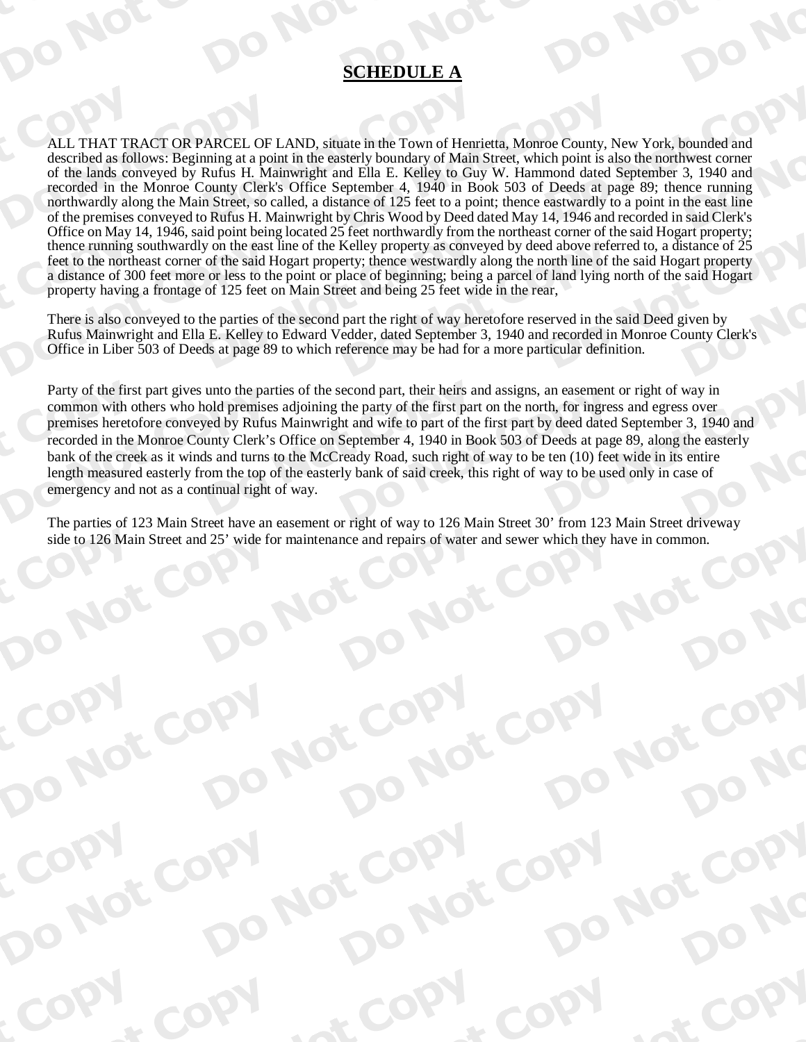# SCHEDULE A

ALL THAT TRACT OR PARCEL OF LAND, situate in the Town of Henrietta, Monroe County, New York, bounded and described as follows: Beginning at a point in the easterly boundary of Main Street, which point is also the northwest corner of the lands conveyed by Rufus H. Mainwright and Ella E. Kelley to Guy W. Hammond dated September 3, 1940 and recorded in the Monroe County Clerk's Office September 4, 1940 in Book 503 of Deeds at page 89; thence running northwardly along the Main Street, so called, a distance of 125 feet to a point; thence eastwardly to a point in the east line of the premises conveyed to Rufus H. Mainwright by Chris Wood by Deed dated May 14, 1946 and recorded in said Clerk's Office on May 14, 1946, said point being located 25 feet northwardly from the northeast corner of the said Hogart property; thence running southwardly on the east line of the Kelley property as conveyed by deed above referred to, a distance of 25 feet to the northeast corner of the said Hogart property; thence westwardly along the north line of the said Hogart property a distance of 300 feet more or less to the point or place of beginning; being a parcel of land lying north of the said Hogart property having a frontage of 125 feet on Main Street and being 25 feet wide in the rear,

There is also conveyed to the parties of the second part the right of way heretofore reserved in the said Deed given by Rufus Mainwright and Ella E. Kelley to Edward Vedder, dated September 3, 1940 and recorded in Monroe County Clerk's Office in Liber 503 of Deeds at page 89 to which reference may be had for a more particular definition.

Party of the first part gives unto the parties of the second part, their heirs and assigns, an easement or right of way in common with others who hold premises adjoining the party of the first part on the north, for ingress and egress over premises heretofore conveyed by Rufus Mainwright and wife to part of the first part by deed dated September 3, 1940 and recorded in the Monroe County Clerk's Office on September 4, 1940 in Book 503 of Deeds at page 89, along the easterly bank of the creek as it winds and turns to the McCready Road, such right of way to be ten (10) feet wide in its entire length measured easterly from the top of the easterly bank of said creek, this right of way to be used only in case of emergency and not as a continual right of way.

The parties of 123 Main Street have an easement or right of way to 126 Main Street 30' from 123 Main Street driveway side to 126 Main Street and 25' wide for maintenance and repairs of water and sewer which they have in common.